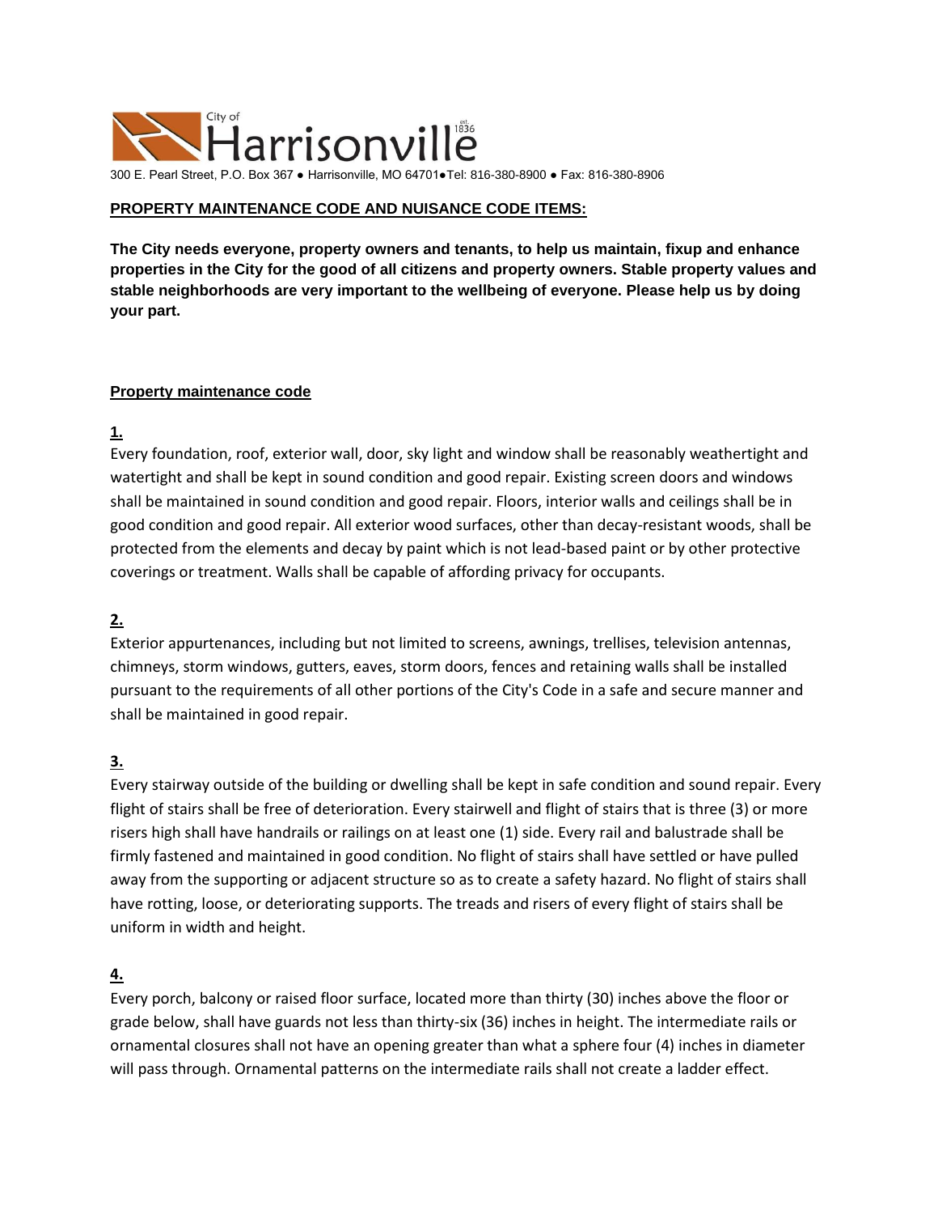City of Harrisonville est. 1836

300 E. Pearl Street, P.O. Box 367 ● Harrisonville, MO 64701●Tel: 816-380-8900 ● Fax: 816-380-8906

## PROPERTY MAINTENANCE CODE AND NUISANCE CODE ITEMS:

**The City needs everyone, property owners and tenants, to help us maintain, fixup and enhance properties in the City for the good of all citizens and property owners. Stable property values and stable neighborhoods are very important to the wellbeing of everyone. Please help us by doing your part.**

### Property maintenance code

**1.**

Every foundation, roof, exterior wall, door, sky light and window shall be reasonably weathertight and watertight and shall be kept in sound condition and good repair. Existing screen doors and windows shall be maintained in sound condition and good repair. Floors, interior walls and ceilings shall be in good condition and good repair. All exterior wood surfaces, other than decay-resistant woods, shall be protected from the elements and decay by paint which is not lead-based paint or by other protective coverings or treatment. Walls shall be capable of affording privacy for occupants.

**2.**

Exterior appurtenances, including but not limited to screens, awnings, trellises, television antennas, chimneys, storm windows, gutters, eaves, storm doors, fences and retaining walls shall be installed pursuant to the requirements of all other portions of the City's Code in a safe and secure manner and shall be maintained in good repair.

**3.**

Every stairway outside of the building or dwelling shall be kept in safe condition and sound repair. Every flight of stairs shall be free of deterioration. Every stairwell and flight of stairs that is three (3) or more risers high shall have handrails or railings on at least one (1) side. Every rail and balustrade shall be firmly fastened and maintained in good condition. No flight of stairs shall have settled or have pulled away from the supporting or adjacent structure so as to create a safety hazard. No flight of stairs shall have rotting, loose, or deteriorating supports. The treads and risers of every flight of stairs shall be uniform in width and height.

**4.**

Every porch, balcony or raised floor surface, located more than thirty (30) inches above the floor or grade below, shall have guards not less than thirty-six (36) inches in height. The intermediate rails or ornamental closures shall not have an opening greater than what a sphere four (4) inches in diameter will pass through. Ornamental patterns on the intermediate rails shall not create a ladder effect.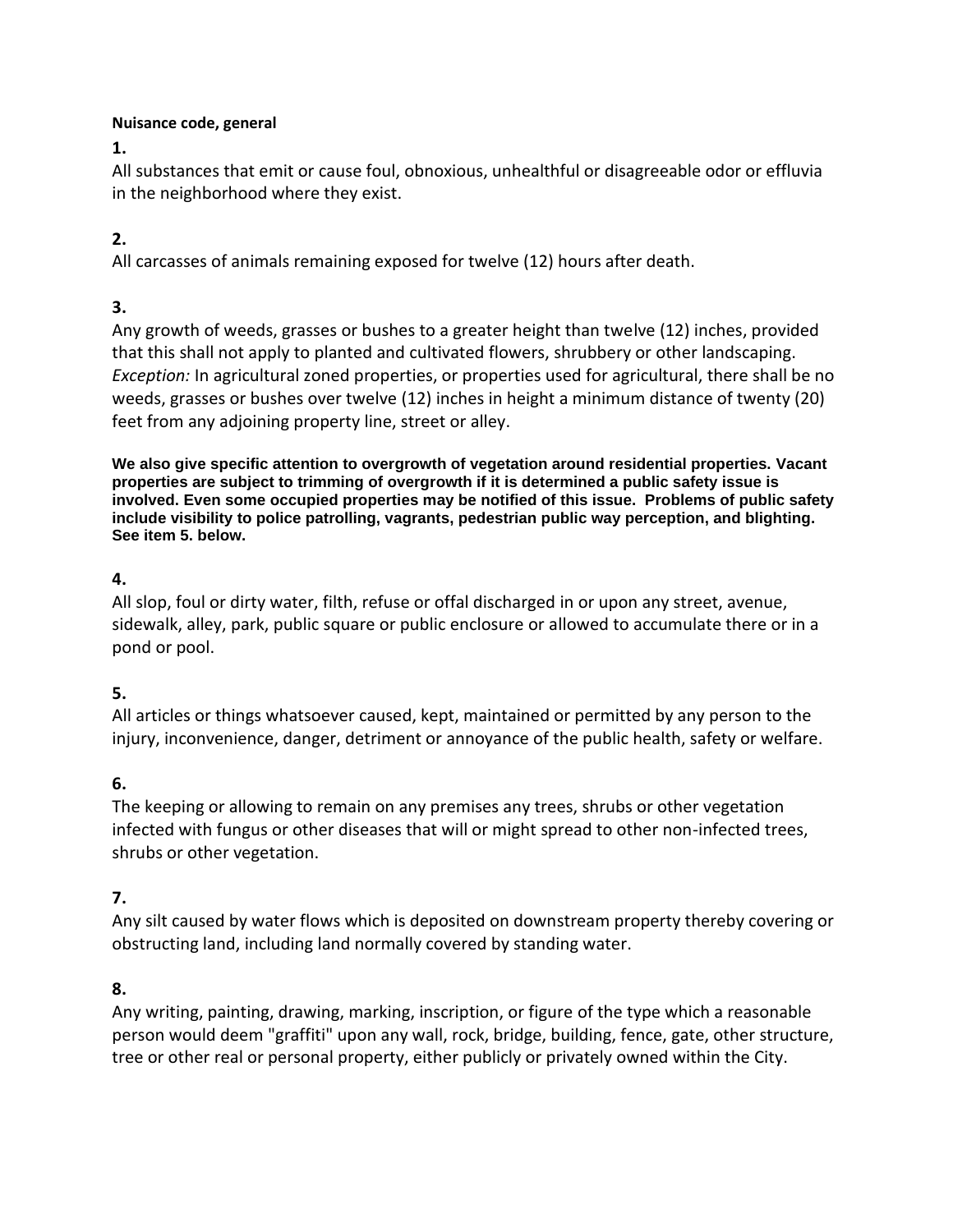**Nuisance code, general**

**1.**

All substances that emit or cause foul, obnoxious, unhealthful or disagreeable odor or effluvia in the neighborhood where they exist.

**2.**

All carcasses of animals remaining exposed for twelve (12) hours after death.

**3.**

Any growth of weeds, grasses or bushes to a greater height than twelve (12) inches, provided that this shall not apply to planted and cultivated flowers, shrubbery or other landscaping. *Exception:* In agricultural zoned properties, or properties used for agricultural, there shall be no weeds, grasses or bushes over twelve (12) inches in height a minimum distance of twenty (20) feet from any adjoining property line, street or alley.

**We also give specific attention to overgrowth of vegetation around residential properties. Vacant properties are subject to trimming of overgrowth if it is determined a public safety issue is involved. Even some occupied properties may be notified of this issue. Problems of public safety include visibility to police patrolling, vagrants, pedestrian public way perception, and blighting. See item 5. below.**

**4.**

All slop, foul or dirty water, filth, refuse or offal discharged in or upon any street, avenue, sidewalk, alley, park, public square or public enclosure or allowed to accumulate there or in a pond or pool.

**5.**

All articles or things whatsoever caused, kept, maintained or permitted by any person to the injury, inconvenience, danger, detriment or annoyance of the public health, safety or welfare.

**6.**

The keeping or allowing to remain on any premises any trees, shrubs or other vegetation infected with fungus or other diseases that will or might spread to other non-infected trees, shrubs or other vegetation.

**7.**

Any silt caused by water flows which is deposited on downstream property thereby covering or obstructing land, including land normally covered by standing water.

**8.**

Any writing, painting, drawing, marking, inscription, or figure of the type which a reasonable person would deem "graffiti" upon any wall, rock, bridge, building, fence, gate, other structure, tree or other real or personal property, either publicly or privately owned within the City.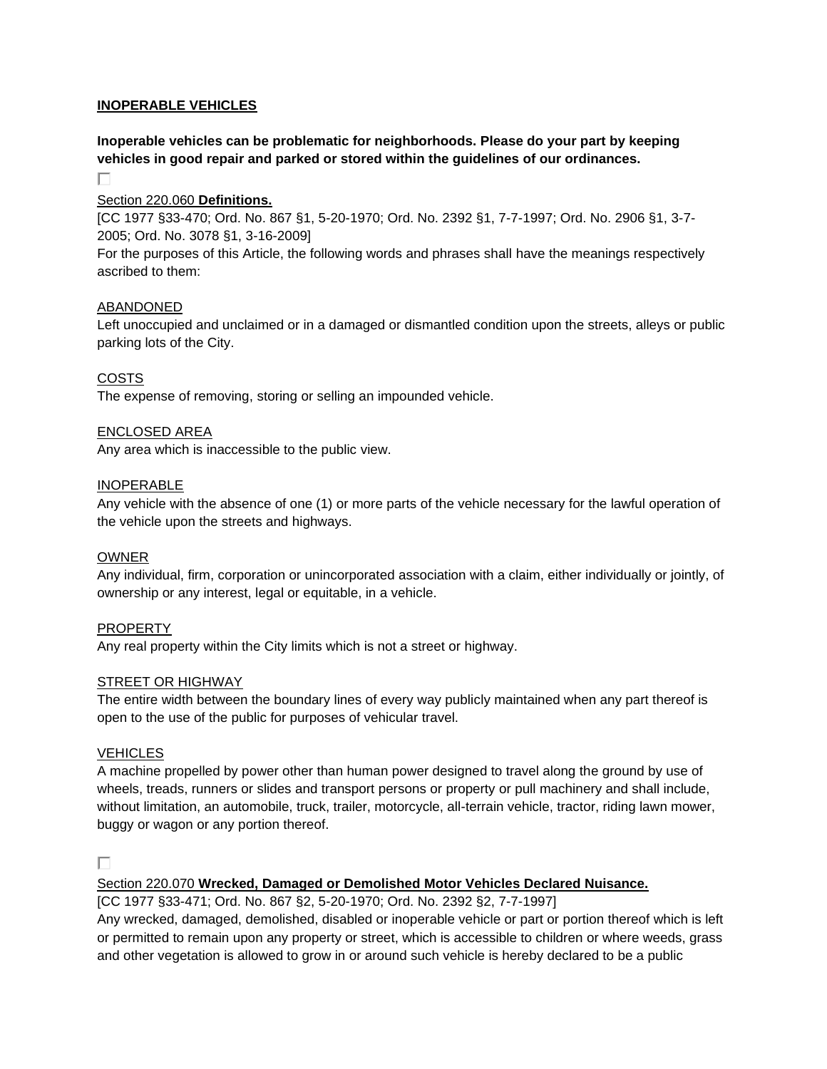**INOPERABLE VEHICLES**

**Inoperable vehicles can be problematic for neighborhoods. Please do your part by keeping vehicles in good repair and parked or stored within the guidelines of our ordinances.**

Section 220.060 **Definitions.**

[CC 1977 §33-470; Ord. No. 867 §1, 5-20-1970; Ord. No. 2392 §1, 7-7-1997; Ord. No. 2906 §1, 3-7-2005; Ord. No. 3078 §1, 3-16-2009]

For the purposes of this Article, the following words and phrases shall have the meanings respectively ascribed to them:

ABANDONED

Left unoccupied and unclaimed or in a damaged or dismantled condition upon the streets, alleys or public parking lots of the City.

COSTS

The expense of removing, storing or selling an impounded vehicle.

ENCLOSED AREA

Any area which is inaccessible to the public view.

INOPERABLE

Any vehicle with the absence of one (1) or more parts of the vehicle necessary for the lawful operation of the vehicle upon the streets and highways.

OWNER

Any individual, firm, corporation or unincorporated association with a claim, either individually or jointly, of ownership or any interest, legal or equitable, in a vehicle.

PROPERTY

Any real property within the City limits which is not a street or highway.

STREET OR HIGHWAY

The entire width between the boundary lines of every way publicly maintained when any part thereof is open to the use of the public for purposes of vehicular travel.

VEHICLES

A machine propelled by power other than human power designed to travel along the ground by use of wheels, treads, runners or slides and transport persons or property or pull machinery and shall include, without limitation, an automobile, truck, trailer, motorcycle, all-terrain vehicle, tractor, riding lawn mower, buggy or wagon or any portion thereof.

Section 220.070 **Wrecked, Damaged or Demolished Motor Vehicles Declared Nuisance.**

[CC 1977 §33-471; Ord. No. 867 §2, 5-20-1970; Ord. No. 2392 §2, 7-7-1997]

Any wrecked, damaged, demolished, disabled or inoperable vehicle or part or portion thereof which is left or permitted to remain upon any property or street, which is accessible to children or where weeds, grass and other vegetation is allowed to grow in or around such vehicle is hereby declared to be a public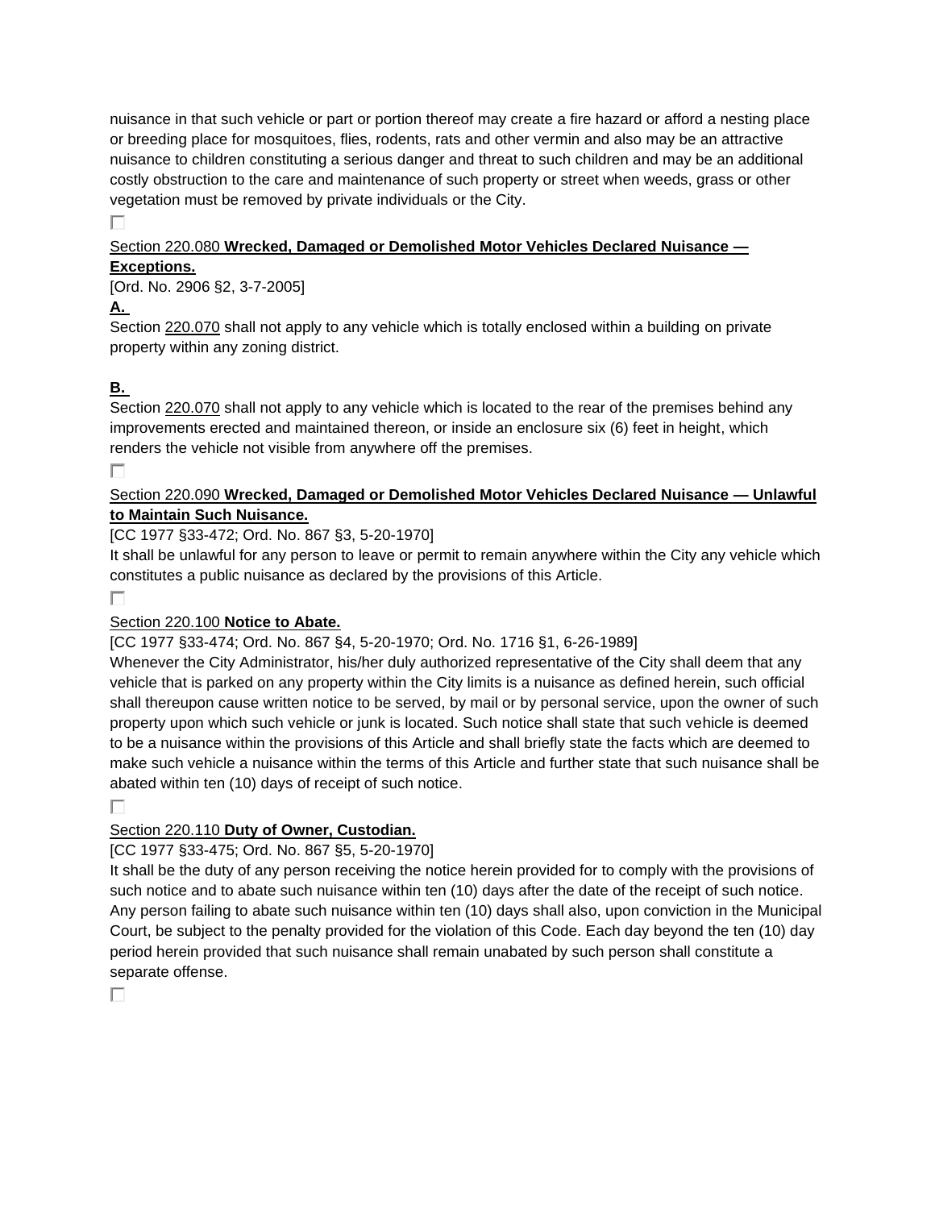nuisance in that such vehicle or part or portion thereof may create a fire hazard or afford a nesting place or breeding place for mosquitoes, flies, rodents, rats and other vermin and also may be an attractive nuisance to children constituting a serious danger and threat to such children and may be an additional costly obstruction to the care and maintenance of such property or street when weeds, grass or other vegetation must be removed by private individuals or the City.

### Section 220.080 **Wrecked, Damaged or Demolished Motor Vehicles Declared Nuisance — Exceptions.**

[Ord. No. 2906 §2, 3-7-2005]

**A.**

Section 220.070 shall not apply to any vehicle which is totally enclosed within a building on private property within any zoning district.

**B.**

Section 220.070 shall not apply to any vehicle which is located to the rear of the premises behind any improvements erected and maintained thereon, or inside an enclosure six (6) feet in height, which renders the vehicle not visible from anywhere off the premises.

### Section 220.090 **Wrecked, Damaged or Demolished Motor Vehicles Declared Nuisance — Unlawful to Maintain Such Nuisance.**

[CC 1977 §33-472; Ord. No. 867 §3, 5-20-1970]

It shall be unlawful for any person to leave or permit to remain anywhere within the City any vehicle which constitutes a public nuisance as declared by the provisions of this Article.

### Section 220.100 **Notice to Abate.**

[CC 1977 §33-474; Ord. No. 867 §4, 5-20-1970; Ord. No. 1716 §1, 6-26-1989]

Whenever the City Administrator, his/her duly authorized representative of the City shall deem that any vehicle that is parked on any property within the City limits is a nuisance as defined herein, such official shall thereupon cause written notice to be served, by mail or by personal service, upon the owner of such property upon which such vehicle or junk is located. Such notice shall state that such vehicle is deemed to be a nuisance within the provisions of this Article and shall briefly state the facts which are deemed to make such vehicle a nuisance within the terms of this Article and further state that such nuisance shall be abated within ten (10) days of receipt of such notice.

### Section 220.110 **Duty of Owner, Custodian.**

[CC 1977 §33-475; Ord. No. 867 §5, 5-20-1970]

It shall be the duty of any person receiving the notice herein provided for to comply with the provisions of such notice and to abate such nuisance within ten (10) days after the date of the receipt of such notice. Any person failing to abate such nuisance within ten (10) days shall also, upon conviction in the Municipal Court, be subject to the penalty provided for the violation of this Code. Each day beyond the ten (10) day period herein provided that such nuisance shall remain unabated by such person shall constitute a separate offense.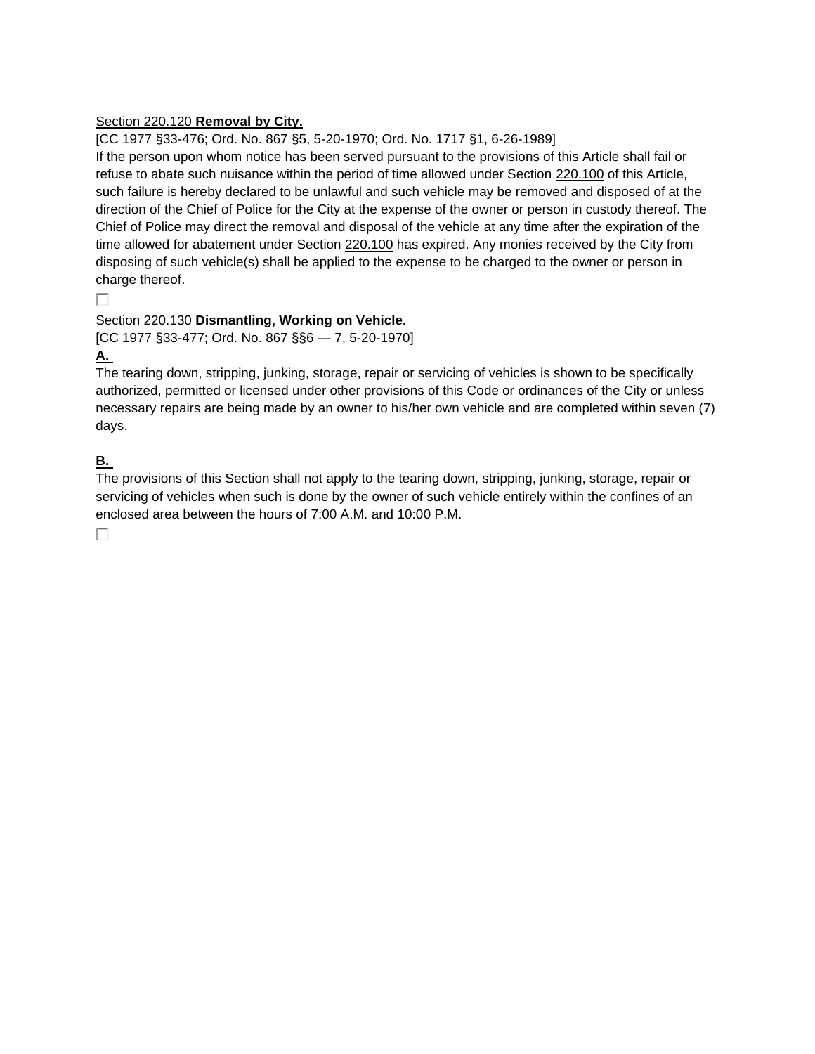Section 220.120 **Removal by City.**

[CC 1977 §33-476; Ord. No. 867 §5, 5-20-1970; Ord. No. 1717 §1, 6-26-1989]

If the person upon whom notice has been served pursuant to the provisions of this Article shall fail or refuse to abate such nuisance within the period of time allowed under Section 220.100 of this Article, such failure is hereby declared to be unlawful and such vehicle may be removed and disposed of at the direction of the Chief of Police for the City at the expense of the owner or person in custody thereof. The Chief of Police may direct the removal and disposal of the vehicle at any time after the expiration of the time allowed for abatement under Section 220.100 has expired. Any monies received by the City from disposing of such vehicle(s) shall be applied to the expense to be charged to the owner or person in charge thereof.

Section 220.130 **Dismantling, Working on Vehicle.**

[CC 1977 §33-477; Ord. No. 867 §§6 — 7, 5-20-1970]

**A.**

The tearing down, stripping, junking, storage, repair or servicing of vehicles is shown to be specifically authorized, permitted or licensed under other provisions of this Code or ordinances of the City or unless necessary repairs are being made by an owner to his/her own vehicle and are completed within seven (7) days.

**B.**

The provisions of this Section shall not apply to the tearing down, stripping, junking, storage, repair or servicing of vehicles when such is done by the owner of such vehicle entirely within the confines of an enclosed area between the hours of 7:00 A.M. and 10:00 P.M.